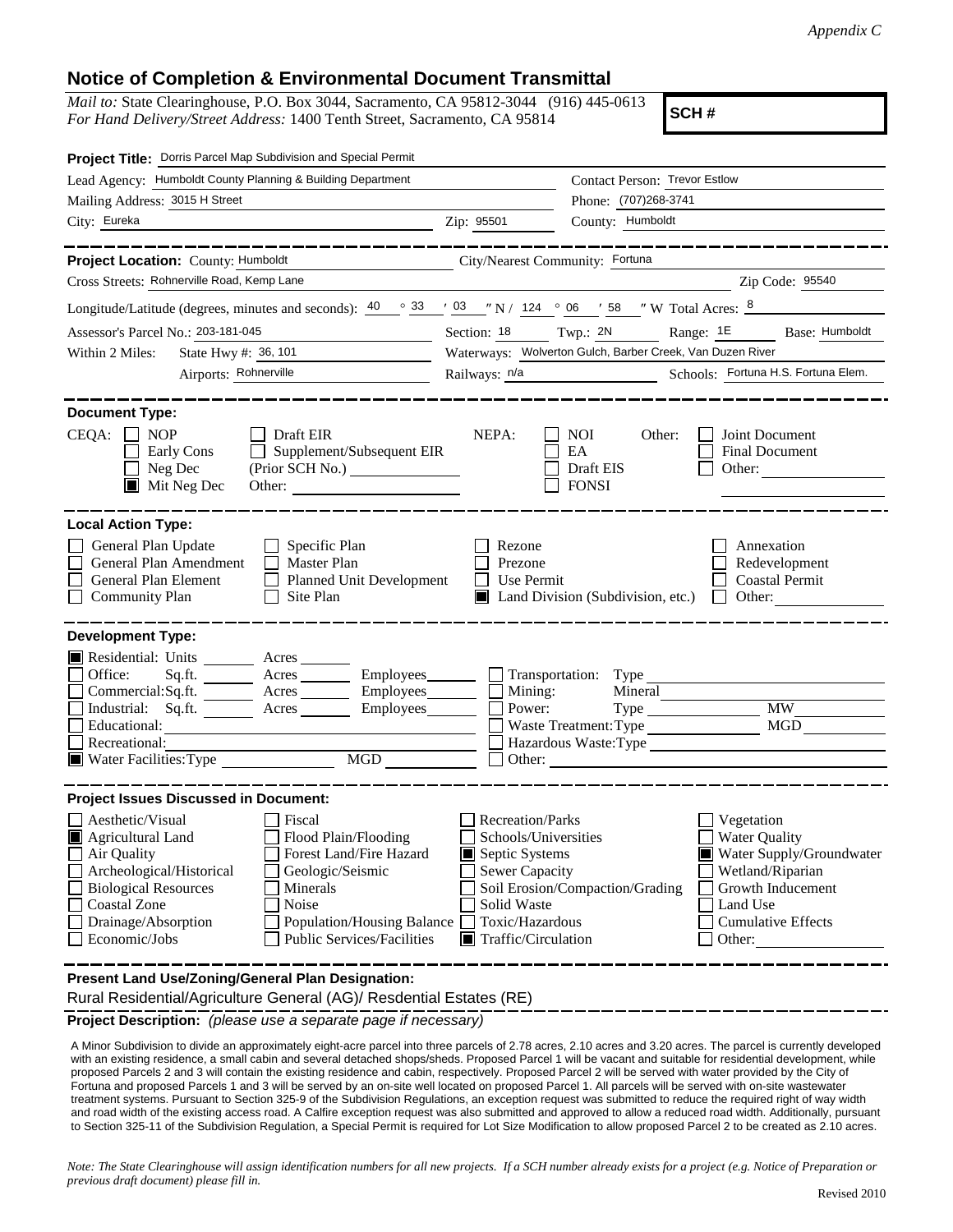*Appendix C*

# Notice of Completion & Environmental Document Transmittal

*Mail to:* State Clearinghouse, P.O. Box 3044, Sacramento, CA 95812-3044 (916) 445-0613
*For Hand Delivery/Street Address:* 1400 Tenth Street, Sacramento, CA 95814

**SCH #**

**Project Title:** Dorris Parcel Map Subdivision and Special Permit

Lead Agency: Humboldt County Planning & Building Department
Contact Person: Trevor Estlow
Mailing Address: 3015 H Street
Phone: (707)268-3741
City: Eureka
Zip: 95501
County: Humboldt

---

**Project Location:** County: Humboldt
City/Nearest Community: Fortuna
Cross Streets: Rohnerville Road, Kemp Lane
Zip Code: 95540
Longitude/Latitude (degrees, minutes and seconds): 40 ° 33 ′ 03 ″ N / 124 ° 06 ′ 58 ″ W Total Acres: 8
Assessor's Parcel No.: 203-181-045
Section: 18 Twp.: 2N Range: 1E Base: Humboldt
Within 2 Miles: State Hwy #: 36, 101
Waterways: Wolverton Gulch, Barber Creek, Van Duzen River
Airports: Rohnerville
Railways: n/a
Schools: Fortuna H.S. Fortuna Elem.

---

**Document Type:**

CEQA:
- [ ] NOP
- [ ] Early Cons
- [ ] Neg Dec
- [x] Mit Neg Dec
- [ ] Draft EIR
- [ ] Supplement/Subsequent EIR (Prior SCH No.)
- Other:

NEPA:
- [ ] NOI
- [ ] EA
- [ ] Draft EIS
- [ ] FONSI

Other:
- [ ] Joint Document
- [ ] Final Document
- [ ] Other:

---

**Local Action Type:**

- [ ] General Plan Update
- [ ] General Plan Amendment
- [ ] General Plan Element
- [ ] Community Plan
- [ ] Specific Plan
- [ ] Master Plan
- [ ] Planned Unit Development
- [ ] Site Plan
- [ ] Rezone
- [ ] Prezone
- [ ] Use Permit
- [x] Land Division (Subdivision, etc.)
- [ ] Annexation
- [ ] Redevelopment
- [ ] Coastal Permit
- [ ] Other:

---

**Development Type:**

- [x] Residential: Units \_\_\_ Acres \_\_\_
- [ ] Office: Sq.ft. \_\_\_ Acres \_\_\_ Employees \_\_\_
- [ ] Commercial: Sq.ft. \_\_\_ Acres \_\_\_ Employees \_\_\_
- [ ] Industrial: Sq.ft. \_\_\_ Acres \_\_\_ Employees \_\_\_
- [ ] Educational:
- [ ] Recreational:
- [x] Water Facilities: Type \_\_\_ MGD \_\_\_
- [ ] Transportation: Type
- [ ] Mining: Mineral
- [ ] Power: Type \_\_\_ MW \_\_\_
- [ ] Waste Treatment: Type \_\_\_ MGD \_\_\_
- [ ] Hazardous Waste: Type
- [ ] Other:

---

**Project Issues Discussed in Document:**

- [ ] Aesthetic/Visual
- [x] Agricultural Land
- [ ] Air Quality
- [ ] Archeological/Historical
- [ ] Biological Resources
- [ ] Coastal Zone
- [ ] Drainage/Absorption
- [ ] Economic/Jobs
- [ ] Fiscal
- [ ] Flood Plain/Flooding
- [ ] Forest Land/Fire Hazard
- [ ] Geologic/Seismic
- [ ] Minerals
- [ ] Noise
- [ ] Population/Housing Balance
- [ ] Public Services/Facilities
- [ ] Recreation/Parks
- [ ] Schools/Universities
- [x] Septic Systems
- [ ] Sewer Capacity
- [ ] Soil Erosion/Compaction/Grading
- [ ] Solid Waste
- [ ] Toxic/Hazardous
- [x] Traffic/Circulation
- [ ] Vegetation
- [ ] Water Quality
- [x] Water Supply/Groundwater
- [ ] Wetland/Riparian
- [ ] Growth Inducement
- [ ] Land Use
- [ ] Cumulative Effects
- [ ] Other:

---

**Present Land Use/Zoning/General Plan Designation:**

Rural Residential/Agriculture General (AG)/ Resdential Estates (RE)

**Project Description:** *(please use a separate page if necessary)*

A Minor Subdivision to divide an approximately eight-acre parcel into three parcels of 2.78 acres, 2.10 acres and 3.20 acres. The parcel is currently developed with an existing residence, a small cabin and several detached shops/sheds. Proposed Parcel 1 will be vacant and suitable for residential development, while proposed Parcels 2 and 3 will contain the existing residence and cabin, respectively. Proposed Parcel 2 will be served with water provided by the City of Fortuna and proposed Parcels 1 and 3 will be served by an on-site well located on proposed Parcel 1. All parcels will be served with on-site wastewater treatment systems. Pursuant to Section 325-9 of the Subdivision Regulations, an exception request was submitted to reduce the required right of way width and road width of the existing access road. A Calfire exception request was also submitted and approved to allow a reduced road width. Additionally, pursuant to Section 325-11 of the Subdivision Regulation, a Special Permit is required for Lot Size Modification to allow proposed Parcel 2 to be created as 2.10 acres.

*Note: The State Clearinghouse will assign identification numbers for all new projects. If a SCH number already exists for a project (e.g. Notice of Preparation or previous draft document) please fill in.*

Revised 2010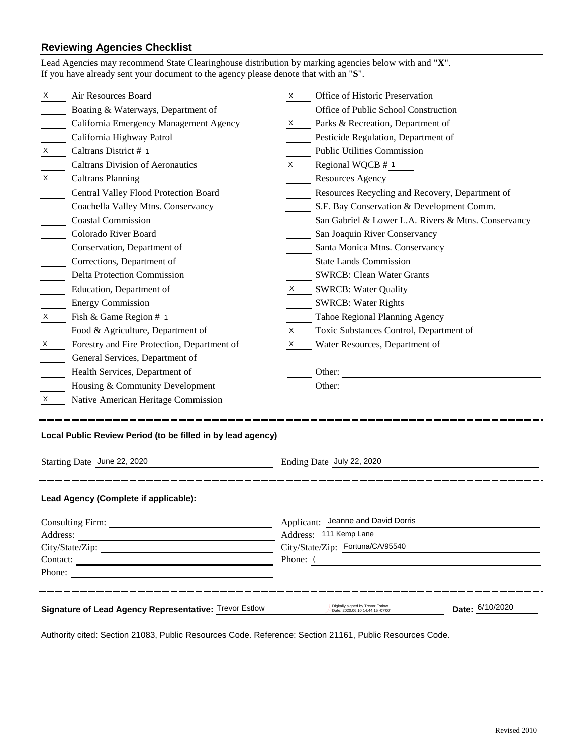## Reviewing Agencies Checklist

Lead Agencies may recommend State Clearinghouse distribution by marking agencies below with and "**X**". If you have already sent your document to the agency please denote that with an "**S**".

| | | | |
|---|---|---|---|
| X | Air Resources Board | X | Office of Historic Preservation |
| | Boating & Waterways, Department of | | Office of Public School Construction |
| | California Emergency Management Agency | X | Parks & Recreation, Department of |
| | California Highway Patrol | | Pesticide Regulation, Department of |
| X | Caltrans District # 1 | | Public Utilities Commission |
| | Caltrans Division of Aeronautics | X | Regional WQCB # 1 |
| X | Caltrans Planning | | Resources Agency |
| | Central Valley Flood Protection Board | | Resources Recycling and Recovery, Department of |
| | Coachella Valley Mtns. Conservancy | | S.F. Bay Conservation & Development Comm. |
| | Coastal Commission | | San Gabriel & Lower L.A. Rivers & Mtns. Conservancy |
| | Colorado River Board | | San Joaquin River Conservancy |
| | Conservation, Department of | | Santa Monica Mtns. Conservancy |
| | Corrections, Department of | | State Lands Commission |
| | Delta Protection Commission | | SWRCB: Clean Water Grants |
| | Education, Department of | X | SWRCB: Water Quality |
| | Energy Commission | | SWRCB: Water Rights |
| X | Fish & Game Region # 1 | | Tahoe Regional Planning Agency |
| | Food & Agriculture, Department of | X | Toxic Substances Control, Department of |
| X | Forestry and Fire Protection, Department of | X | Water Resources, Department of |
| | General Services, Department of | | |
| | Health Services, Department of | | Other: |
| | Housing & Community Development | | Other: |
| X | Native American Heritage Commission | | |

---

**Local Public Review Period (to be filled in by lead agency)**

Starting Date June 22, 2020 Ending Date July 22, 2020

---

**Lead Agency (Complete if applicable):**

Consulting Firm:
Address:
City/State/Zip:
Contact:
Phone:

Applicant: Jeanne and David Dorris
Address: 111 Kemp Lane
City/State/Zip: Fortuna/CA/95540
Phone: (

---

**Signature of Lead Agency Representative:** Trevor Estlow Digitally signed by Trevor Estlow Date: 2020.06.10 14:44:15 -07'00' **Date:** 6/10/2020

Authority cited: Section 21083, Public Resources Code. Reference: Section 21161, Public Resources Code.

Revised 2010